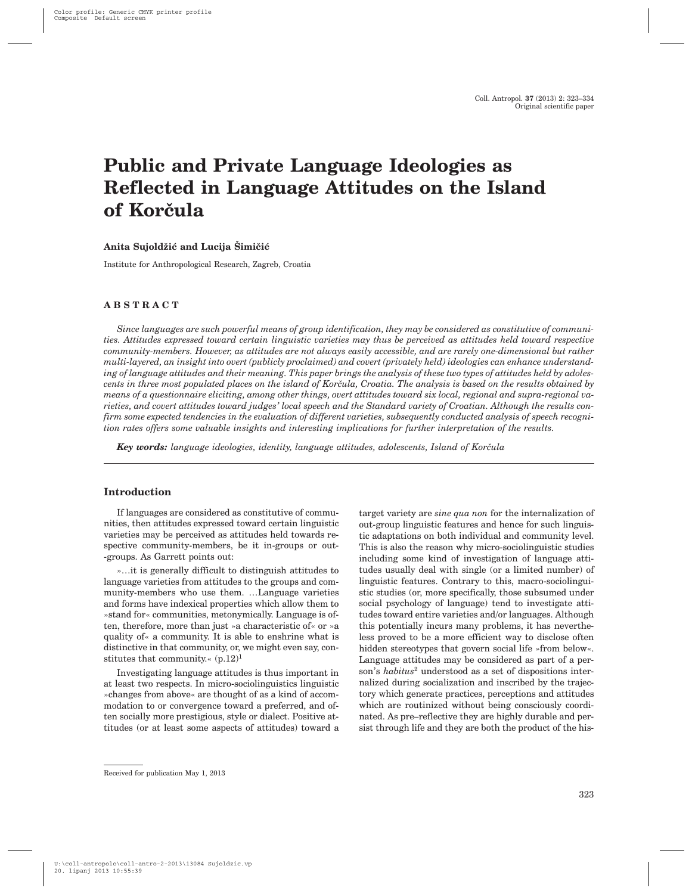Original scientific paper

# Public and Private Language Ideologies as Reflected in Language Attitudes on the Island of Korčula

**Anita Sujoldžić and Lucija Šimičić**

Institute for Anthropological Research, Zagreb, Croatia

## ABSTRACT

*Since languages are such powerful means of group identification, they may be considered as constitutive of communities. Attitudes expressed toward certain linguistic varieties may thus be perceived as attitudes held toward respective community-members. However, as attitudes are not always easily accessible, and are rarely one-dimensional but rather multi-layered, an insight into overt (publicly proclaimed) and covert (privately held) ideologies can enhance understanding of language attitudes and their meaning. This paper brings the analysis of these two types of attitudes held by adolescents in three most populated places on the island of Korčula, Croatia. The analysis is based on the results obtained by means of a questionnaire eliciting, among other things, overt attitudes toward six local, regional and supra-regional varieties, and covert attitudes toward judges' local speech and the Standard variety of Croatian. Although the results confirm some expected tendencies in the evaluation of different varieties, subsequently conducted analysis of speech recognition rates offers some valuable insights and interesting implications for further interpretation of the results.*

***Key words:*** *language ideologies, identity, language attitudes, adolescents, Island of Korčula*

## Introduction

If languages are considered as constitutive of communities, then attitudes expressed toward certain linguistic varieties may be perceived as attitudes held towards respective community-members, be it in-groups or out-groups. As Garrett points out:

»…it is generally difficult to distinguish attitudes to language varieties from attitudes to the groups and community-members who use them. …Language varieties and forms have indexical properties which allow them to »stand for« communities, metonymically. Language is often, therefore, more than just »a characteristic of« or »a quality of« a community. It is able to enshrine what is distinctive in that community, or, we might even say, constitutes that community.« (p.12)[1]

Investigating language attitudes is thus important in at least two respects. In micro-sociolinguistics linguistic »changes from above« are thought of as a kind of accommodation to or convergence toward a preferred, and often socially more prestigious, style or dialect. Positive attitudes (or at least some aspects of attitudes) toward a target variety are *sine qua non* for the internalization of out-group linguistic features and hence for such linguistic adaptations on both individual and community level. This is also the reason why micro-sociolinguistic studies including some kind of investigation of language attitudes usually deal with single (or a limited number) of linguistic features. Contrary to this, macro-sociolinguistic studies (or, more specifically, those subsumed under social psychology of language) tend to investigate attitudes toward entire varieties and/or languages. Although this potentially incurs many problems, it has nevertheless proved to be a more efficient way to disclose often hidden stereotypes that govern social life »from below«. Language attitudes may be considered as part of a person's *habitus*[2] understood as a set of dispositions internalized during socialization and inscribed by the trajectory which generate practices, perceptions and attitudes which are routinized without being consciously coordinated. As pre–reflective they are highly durable and persist through life and they are both the product of the his-

Received for publication May 1, 2013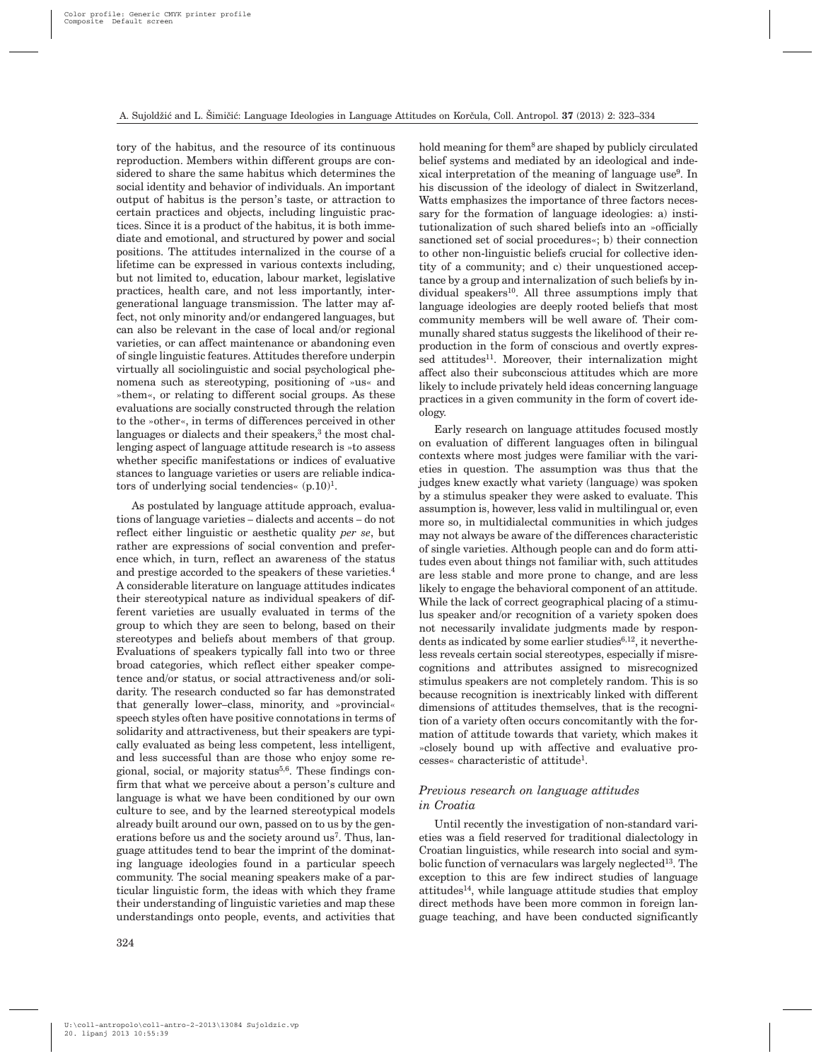tory of the habitus, and the resource of its continuous reproduction. Members within different groups are considered to share the same habitus which determines the social identity and behavior of individuals. An important output of habitus is the person's taste, or attraction to certain practices and objects, including linguistic practices. Since it is a product of the habitus, it is both immediate and emotional, and structured by power and social positions. The attitudes internalized in the course of a lifetime can be expressed in various contexts including, but not limited to, education, labour market, legislative practices, health care, and not less importantly, intergenerational language transmission. The latter may affect, not only minority and/or endangered languages, but can also be relevant in the case of local and/or regional varieties, or can affect maintenance or abandoning even of single linguistic features. Attitudes therefore underpin virtually all sociolinguistic and social psychological phenomena such as stereotyping, positioning of »us« and »them«, or relating to different social groups. As these evaluations are socially constructed through the relation to the »other«, in terms of differences perceived in other languages or dialects and their speakers,[3] the most challenging aspect of language attitude research is »to assess whether specific manifestations or indices of evaluative stances to language varieties or users are reliable indicators of underlying social tendencies« (p.10)[1].

As postulated by language attitude approach, evaluations of language varieties – dialects and accents – do not reflect either linguistic or aesthetic quality *per se*, but rather are expressions of social convention and preference which, in turn, reflect an awareness of the status and prestige accorded to the speakers of these varieties.[4] A considerable literature on language attitudes indicates their stereotypical nature as individual speakers of different varieties are usually evaluated in terms of the group to which they are seen to belong, based on their stereotypes and beliefs about members of that group. Evaluations of speakers typically fall into two or three broad categories, which reflect either speaker competence and/or status, or social attractiveness and/or solidarity. The research conducted so far has demonstrated that generally lower–class, minority, and »provincial« speech styles often have positive connotations in terms of solidarity and attractiveness, but their speakers are typically evaluated as being less competent, less intelligent, and less successful than are those who enjoy some regional, social, or majority status[5,6]. These findings confirm that what we perceive about a person's culture and language is what we have been conditioned by our own culture to see, and by the learned stereotypical models already built around our own, passed on to us by the generations before us and the society around us[7]. Thus, language attitudes tend to bear the imprint of the dominating language ideologies found in a particular speech community. The social meaning speakers make of a particular linguistic form, the ideas with which they frame their understanding of linguistic varieties and map these understandings onto people, events, and activities that hold meaning for them[8] are shaped by publicly circulated belief systems and mediated by an ideological and indexical interpretation of the meaning of language use[9]. In his discussion of the ideology of dialect in Switzerland, Watts emphasizes the importance of three factors necessary for the formation of language ideologies: a) institutionalization of such shared beliefs into an »officially sanctioned set of social procedures«; b) their connection to other non-linguistic beliefs crucial for collective identity of a community; and c) their unquestioned acceptance by a group and internalization of such beliefs by individual speakers[10]. All three assumptions imply that language ideologies are deeply rooted beliefs that most community members will be well aware of. Their communally shared status suggests the likelihood of their reproduction in the form of conscious and overtly expressed attitudes[11]. Moreover, their internalization might affect also their subconscious attitudes which are more likely to include privately held ideas concerning language practices in a given community in the form of covert ideology.

Early research on language attitudes focused mostly on evaluation of different languages often in bilingual contexts where most judges were familiar with the varieties in question. The assumption was thus that the judges knew exactly what variety (language) was spoken by a stimulus speaker they were asked to evaluate. This assumption is, however, less valid in multilingual or, even more so, in multidialectal communities in which judges may not always be aware of the differences characteristic of single varieties. Although people can and do form attitudes even about things not familiar with, such attitudes are less stable and more prone to change, and are less likely to engage the behavioral component of an attitude. While the lack of correct geographical placing of a stimulus speaker and/or recognition of a variety spoken does not necessarily invalidate judgments made by respondents as indicated by some earlier studies[6,12], it nevertheless reveals certain social stereotypes, especially if misrecognitions and attributes assigned to misrecognized stimulus speakers are not completely random. This is so because recognition is inextricably linked with different dimensions of attitudes themselves, that is the recognition of a variety often occurs concomitantly with the formation of attitude towards that variety, which makes it »closely bound up with affective and evaluative processes« characteristic of attitude[1].

### *Previous research on language attitudes in Croatia*

Until recently the investigation of non-standard varieties was a field reserved for traditional dialectology in Croatian linguistics, while research into social and symbolic function of vernaculars was largely neglected[13]. The exception to this are few indirect studies of language attitudes[14], while language attitude studies that employ direct methods have been more common in foreign language teaching, and have been conducted significantly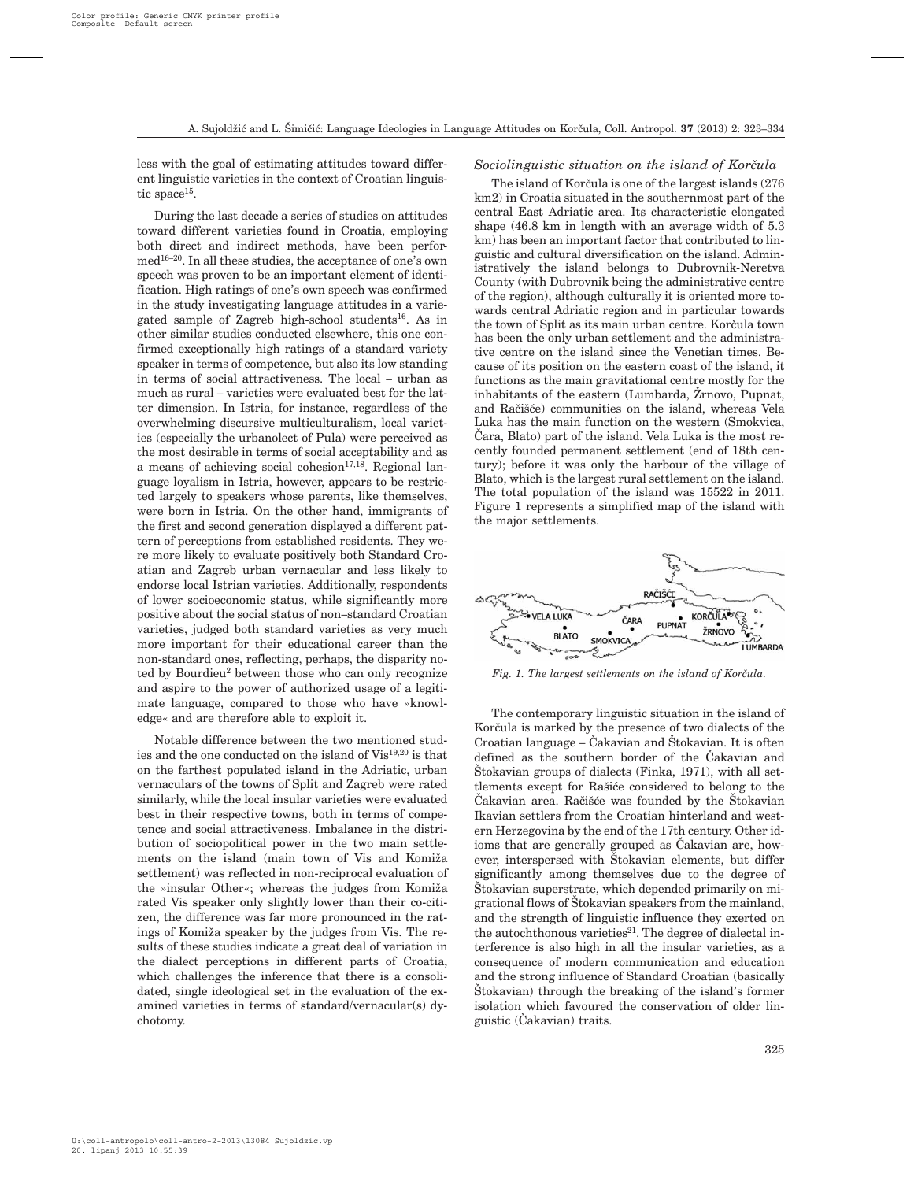less with the goal of estimating attitudes toward different linguistic varieties in the context of Croatian linguistic space[15].

During the last decade a series of studies on attitudes toward different varieties found in Croatia, employing both direct and indirect methods, have been performed[16–20]. In all these studies, the acceptance of one's own speech was proven to be an important element of identification. High ratings of one's own speech was confirmed in the study investigating language attitudes in a variegated sample of Zagreb high-school students[16]. As in other similar studies conducted elsewhere, this one confirmed exceptionally high ratings of a standard variety speaker in terms of competence, but also its low standing in terms of social attractiveness. The local – urban as much as rural – varieties were evaluated best for the latter dimension. In Istria, for instance, regardless of the overwhelming discursive multiculturalism, local varieties (especially the urbanolect of Pula) were perceived as the most desirable in terms of social acceptability and as a means of achieving social cohesion[17,18]. Regional language loyalism in Istria, however, appears to be restricted largely to speakers whose parents, like themselves, were born in Istria. On the other hand, immigrants of the first and second generation displayed a different pattern of perceptions from established residents. They were more likely to evaluate positively both Standard Croatian and Zagreb urban vernacular and less likely to endorse local Istrian varieties. Additionally, respondents of lower socioeconomic status, while significantly more positive about the social status of non–standard Croatian varieties, judged both standard varieties as very much more important for their educational career than the non-standard ones, reflecting, perhaps, the disparity noted by Bourdieu[2] between those who can only recognize and aspire to the power of authorized usage of a legitimate language, compared to those who have »knowledge« and are therefore able to exploit it.

Notable difference between the two mentioned studies and the one conducted on the island of Vis[19,20] is that on the farthest populated island in the Adriatic, urban vernaculars of the towns of Split and Zagreb were rated similarly, while the local insular varieties were evaluated best in their respective towns, both in terms of competence and social attractiveness. Imbalance in the distribution of sociopolitical power in the two main settlements on the island (main town of Vis and Komiža settlement) was reflected in non-reciprocal evaluation of the »insular Other«; whereas the judges from Komiža rated Vis speaker only slightly lower than their co-citizen, the difference was far more pronounced in the ratings of Komiža speaker by the judges from Vis. The results of these studies indicate a great deal of variation in the dialect perceptions in different parts of Croatia, which challenges the inference that there is a consolidated, single ideological set in the evaluation of the examined varieties in terms of standard/vernacular(s) dychotomy.

### *Sociolinguistic situation on the island of Korčula*

The island of Korčula is one of the largest islands (276 km2) in Croatia situated in the southernmost part of the central East Adriatic area. Its characteristic elongated shape (46.8 km in length with an average width of 5.3 km) has been an important factor that contributed to linguistic and cultural diversification on the island. Administratively the island belongs to Dubrovnik-Neretva County (with Dubrovnik being the administrative centre of the region), although culturally it is oriented more towards central Adriatic region and in particular towards the town of Split as its main urban centre. Korčula town has been the only urban settlement and the administrative centre on the island since the Venetian times. Because of its position on the eastern coast of the island, it functions as the main gravitational centre mostly for the inhabitants of the eastern (Lumbarda, Žrnovo, Pupnat, and Račišće) communities on the island, whereas Vela Luka has the main function on the western (Smokvica, Čara, Blato) part of the island. Vela Luka is the most recently founded permanent settlement (end of 18th century); before it was only the harbour of the village of Blato, which is the largest rural settlement on the island. The total population of the island was 15522 in 2011. Figure 1 represents a simplified map of the island with the major settlements.

*Fig. 1. The largest settlements on the island of Korčula.*

The contemporary linguistic situation in the island of Korčula is marked by the presence of two dialects of the Croatian language – Čakavian and Štokavian. It is often defined as the southern border of the Čakavian and Štokavian groups of dialects (Finka, 1971), with all settlements except for Rašiće considered to belong to the Čakavian area. Račišće was founded by the Štokavian Ikavian settlers from the Croatian hinterland and western Herzegovina by the end of the 17th century. Other idioms that are generally grouped as Čakavian are, however, interspersed with Štokavian elements, but differ significantly among themselves due to the degree of Štokavian superstrate, which depended primarily on migrational flows of Štokavian speakers from the mainland, and the strength of linguistic influence they exerted on the autochthonous varieties[21]. The degree of dialectal interference is also high in all the insular varieties, as a consequence of modern communication and education and the strong influence of Standard Croatian (basically Štokavian) through the breaking of the island's former isolation which favoured the conservation of older linguistic (Čakavian) traits.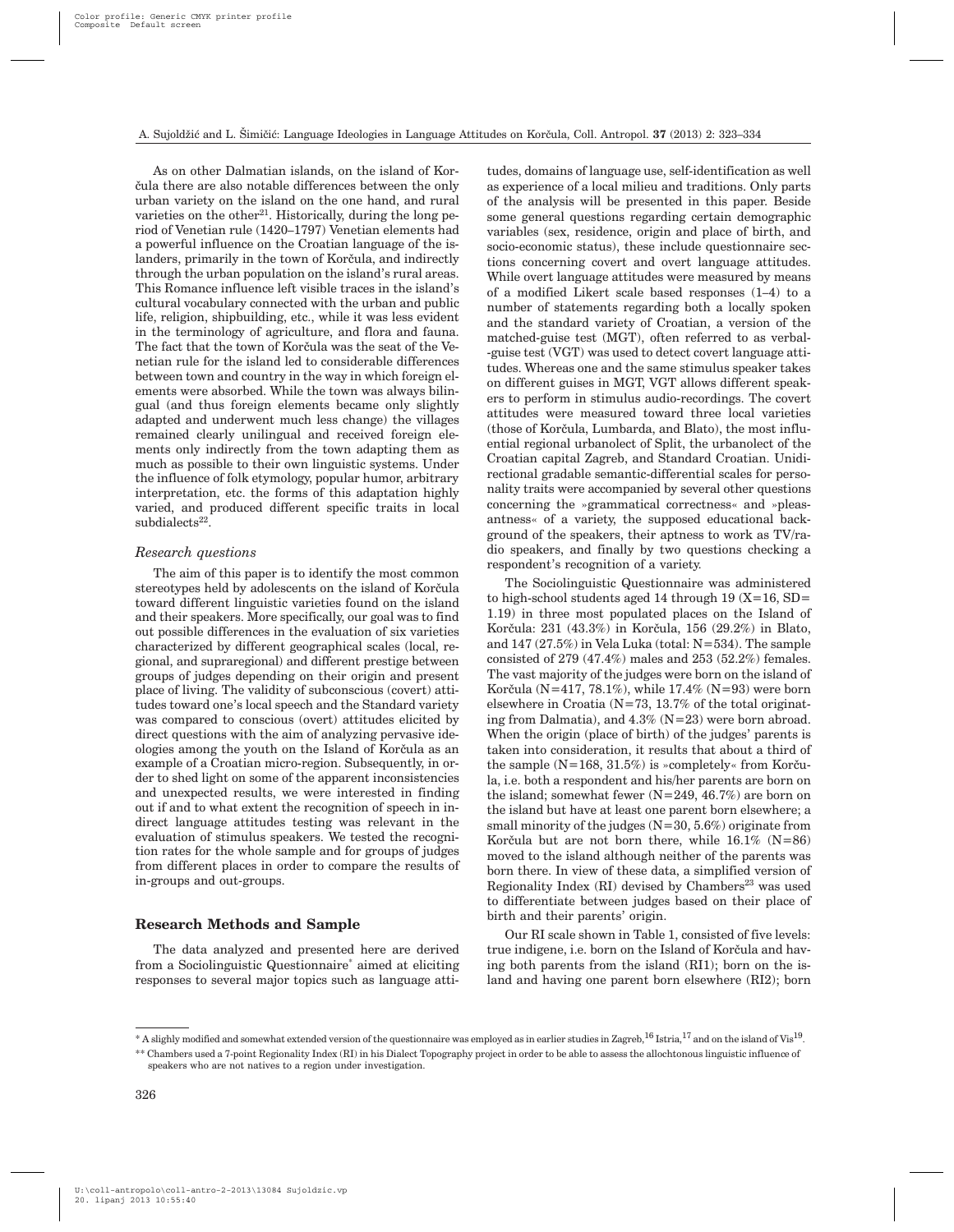As on other Dalmatian islands, on the island of Korčula there are also notable differences between the only urban variety on the island on the one hand, and rural varieties on the other[21]. Historically, during the long period of Venetian rule (1420–1797) Venetian elements had a powerful influence on the Croatian language of the islanders, primarily in the town of Korčula, and indirectly through the urban population on the island's rural areas. This Romance influence left visible traces in the island's cultural vocabulary connected with the urban and public life, religion, shipbuilding, etc., while it was less evident in the terminology of agriculture, and flora and fauna. The fact that the town of Korčula was the seat of the Venetian rule for the island led to considerable differences between town and country in the way in which foreign elements were absorbed. While the town was always bilingual (and thus foreign elements became only slightly adapted and underwent much less change) the villages remained clearly unilingual and received foreign elements only indirectly from the town adapting them as much as possible to their own linguistic systems. Under the influence of folk etymology, popular humor, arbitrary interpretation, etc. the forms of this adaptation highly varied, and produced different specific traits in local subdialects[22].

### *Research questions*

The aim of this paper is to identify the most common stereotypes held by adolescents on the island of Korčula toward different linguistic varieties found on the island and their speakers. More specifically, our goal was to find out possible differences in the evaluation of six varieties characterized by different geographical scales (local, regional, and supraregional) and different prestige between groups of judges depending on their origin and present place of living. The validity of subconscious (covert) attitudes toward one's local speech and the Standard variety was compared to conscious (overt) attitudes elicited by direct questions with the aim of analyzing pervasive ideologies among the youth on the Island of Korčula as an example of a Croatian micro-region. Subsequently, in order to shed light on some of the apparent inconsistencies and unexpected results, we were interested in finding out if and to what extent the recognition of speech in indirect language attitudes testing was relevant in the evaluation of stimulus speakers. We tested the recognition rates for the whole sample and for groups of judges from different places in order to compare the results of in-groups and out-groups.

## Research Methods and Sample

The data analyzed and presented here are derived from a Sociolinguistic Questionnaire* aimed at eliciting responses to several major topics such as language attitudes, domains of language use, self-identification as well as experience of a local milieu and traditions. Only parts of the analysis will be presented in this paper. Beside some general questions regarding certain demographic variables (sex, residence, origin and place of birth, and socio-economic status), these include questionnaire sections concerning covert and overt language attitudes. While overt language attitudes were measured by means of a modified Likert scale based responses (1–4) to a number of statements regarding both a locally spoken and the standard variety of Croatian, a version of the matched-guise test (MGT), often referred to as verbal-guise test (VGT) was used to detect covert language attitudes. Whereas one and the same stimulus speaker takes on different guises in MGT, VGT allows different speakers to perform in stimulus audio-recordings. The covert attitudes were measured toward three local varieties (those of Korčula, Lumbarda, and Blato), the most influential regional urbanolect of Split, the urbanolect of the Croatian capital Zagreb, and Standard Croatian. Unidirectional gradable semantic-differential scales for personality traits were accompanied by several other questions concerning the »grammatical correctness« and »pleasantness« of a variety, the supposed educational background of the speakers, their aptness to work as TV/radio speakers, and finally by two questions checking a respondent's recognition of a variety.

The Sociolinguistic Questionnaire was administered to high-school students aged 14 through 19 (X=16, SD=1.19) in three most populated places on the Island of Korčula: 231 (43.3%) in Korčula, 156 (29.2%) in Blato, and 147 (27.5%) in Vela Luka (total: N=534). The sample consisted of 279 (47.4%) males and 253 (52.2%) females. The vast majority of the judges were born on the island of Korčula (N=417, 78.1%), while 17.4% (N=93) were born elsewhere in Croatia (N=73, 13.7% of the total originating from Dalmatia), and 4.3% (N=23) were born abroad. When the origin (place of birth) of the judges' parents is taken into consideration, it results that about a third of the sample (N=168, 31.5%) is »completely« from Korčula, i.e. both a respondent and his/her parents are born on the island; somewhat fewer (N=249, 46.7%) are born on the island but have at least one parent born elsewhere; a small minority of the judges (N=30, 5.6%) originate from Korčula but are not born there, while 16.1% (N=86) moved to the island although neither of the parents was born there. In view of these data, a simplified version of Regionality Index (RI) devised by Chambers[23] was used to differentiate between judges based on their place of birth and their parents' origin.

Our RI scale shown in Table 1, consisted of five levels: true indigene, i.e. born on the Island of Korčula and having both parents from the island (RI1); born on the island and having one parent born elsewhere (RI2); born

---

* A slighly modified and somewhat extended version of the questionnaire was employed as in earlier studies in Zagreb,[16] Istria,[17] and on the island of Vis[19].

** Chambers used a 7-point Regionality Index (RI) in his Dialect Topography project in order to be able to assess the allochtonous linguistic influence of speakers who are not natives to a region under investigation.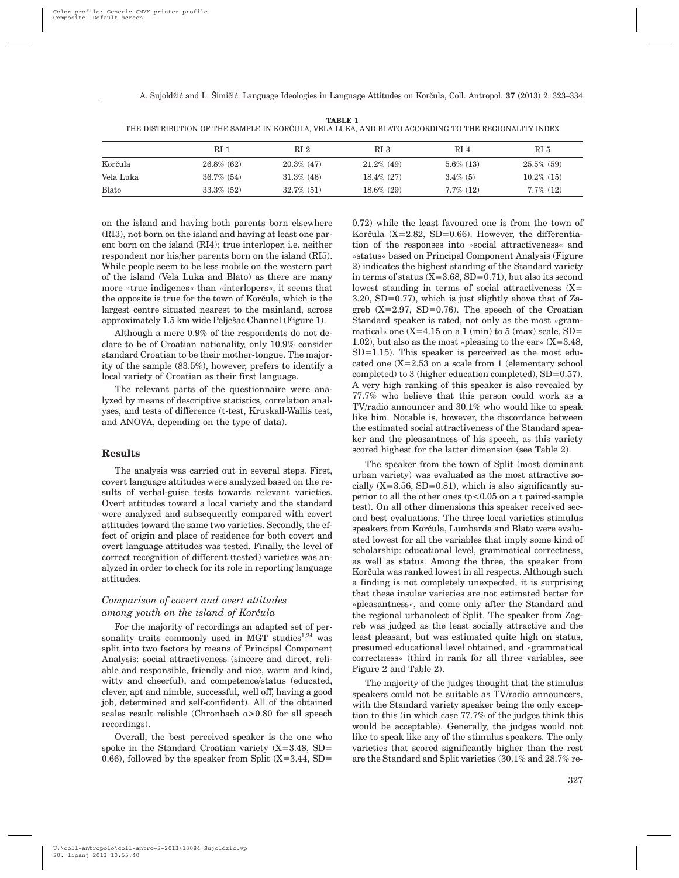**TABLE 1**
THE DISTRIBUTION OF THE SAMPLE IN KORČULA, VELA LUKA, AND BLATO ACCORDING TO THE REGIONALITY INDEX

| | RI 1 | RI 2 | RI 3 | RI 4 | RI 5 |
|---|---|---|---|---|---|
| Korčula | 26.8% (62) | 20.3% (47) | 21.2% (49) | 5.6% (13) | 25.5% (59) |
| Vela Luka | 36.7% (54) | 31.3% (46) | 18.4% (27) | 3.4% (5) | 10.2% (15) |
| Blato | 33.3% (52) | 32.7% (51) | 18.6% (29) | 7.7% (12) | 7.7% (12) |

on the island and having both parents born elsewhere (RI3), not born on the island and having at least one parent born on the island (RI4); true interloper, i.e. neither respondent nor his/her parents born on the island (RI5). While people seem to be less mobile on the western part of the island (Vela Luka and Blato) as there are many more »true indigenes« than »interlopers«, it seems that the opposite is true for the town of Korčula, which is the largest centre situated nearest to the mainland, across approximately 1.5 km wide Pelješac Channel (Figure 1).

Although a mere 0.9% of the respondents do not declare to be of Croatian nationality, only 10.9% consider standard Croatian to be their mother-tongue. The majority of the sample (83.5%), however, prefers to identify a local variety of Croatian as their first language.

The relevant parts of the questionnaire were analyzed by means of descriptive statistics, correlation analyses, and tests of difference (t-test, Kruskall-Wallis test, and ANOVA, depending on the type of data).

## Results

The analysis was carried out in several steps. First, covert language attitudes were analyzed based on the results of verbal-guise tests towards relevant varieties. Overt attitudes toward a local variety and the standard were analyzed and subsequently compared with covert attitudes toward the same two varieties. Secondly, the effect of origin and place of residence for both covert and overt language attitudes was tested. Finally, the level of correct recognition of different (tested) varieties was analyzed in order to check for its role in reporting language attitudes.

### *Comparison of covert and overt attitudes among youth on the island of Korčula*

For the majority of recordings an adapted set of personality traits commonly used in MGT studies[1,24] was split into two factors by means of Principal Component Analysis: social attractiveness (sincere and direct, reliable and responsible, friendly and nice, warm and kind, witty and cheerful), and competence/status (educated, clever, apt and nimble, successful, well off, having a good job, determined and self-confident). All of the obtained scales result reliable (Chronbach $\alpha>0.80$ for all speech recordings).

Overall, the best perceived speaker is the one who spoke in the Standard Croatian variety ($X=3.48$, $SD=0.66$), followed by the speaker from Split ($X=3.44$, $SD=0.72$) while the least favoured one is from the town of Korčula ($X=2.82$, $SD=0.66$). However, the differentiation of the responses into »social attractiveness« and »status« based on Principal Component Analysis (Figure 2) indicates the highest standing of the Standard variety in terms of status ($X=3.68$, $SD=0.71$), but also its second lowest standing in terms of social attractiveness ($X=3.20$, $SD=0.77$), which is just slightly above that of Zagreb ($X=2.97$, $SD=0.76$). The speech of the Croatian Standard speaker is rated, not only as the most »grammatical« one ($X=4.15$ on a 1 (min) to 5 (max) scale, $SD=1.02$), but also as the most »pleasing to the ear« ($X=3.48$, $SD=1.15$). This speaker is perceived as the most educated one ($X=2.53$ on a scale from 1 (elementary school completed) to 3 (higher education completed), $SD=0.57$). A very high ranking of this speaker is also revealed by 77.7% who believe that this person could work as a TV/radio announcer and 30.1% who would like to speak like him. Notable is, however, the discordance between the estimated social attractiveness of the Standard speaker and the pleasantness of his speech, as this variety scored highest for the latter dimension (see Table 2).

The speaker from the town of Split (most dominant urban variety) was evaluated as the most attractive socially ($X=3.56$, $SD=0.81$), which is also significantly superior to all the other ones ($p<0.05$ on a t paired-sample test). On all other dimensions this speaker received second best evaluations. The three local varieties stimulus speakers from Korčula, Lumbarda and Blato were evaluated lowest for all the variables that imply some kind of scholarship: educational level, grammatical correctness, as well as status. Among the three, the speaker from Korčula was ranked lowest in all respects. Although such a finding is not completely unexpected, it is surprising that these insular varieties are not estimated better for »pleasantness«, and come only after the Standard and the regional urbanolect of Split. The speaker from Zagreb was judged as the least socially attractive and the least pleasant, but was estimated quite high on status, presumed educational level obtained, and »grammatical correctness« (third in rank for all three variables, see Figure 2 and Table 2).

The majority of the judges thought that the stimulus speakers could not be suitable as TV/radio announcers, with the Standard variety speaker being the only exception to this (in which case 77.7% of the judges think this would be acceptable). Generally, the judges would not like to speak like any of the stimulus speakers. The only varieties that scored significantly higher than the rest are the Standard and Split varieties (30.1% and 28.7% re-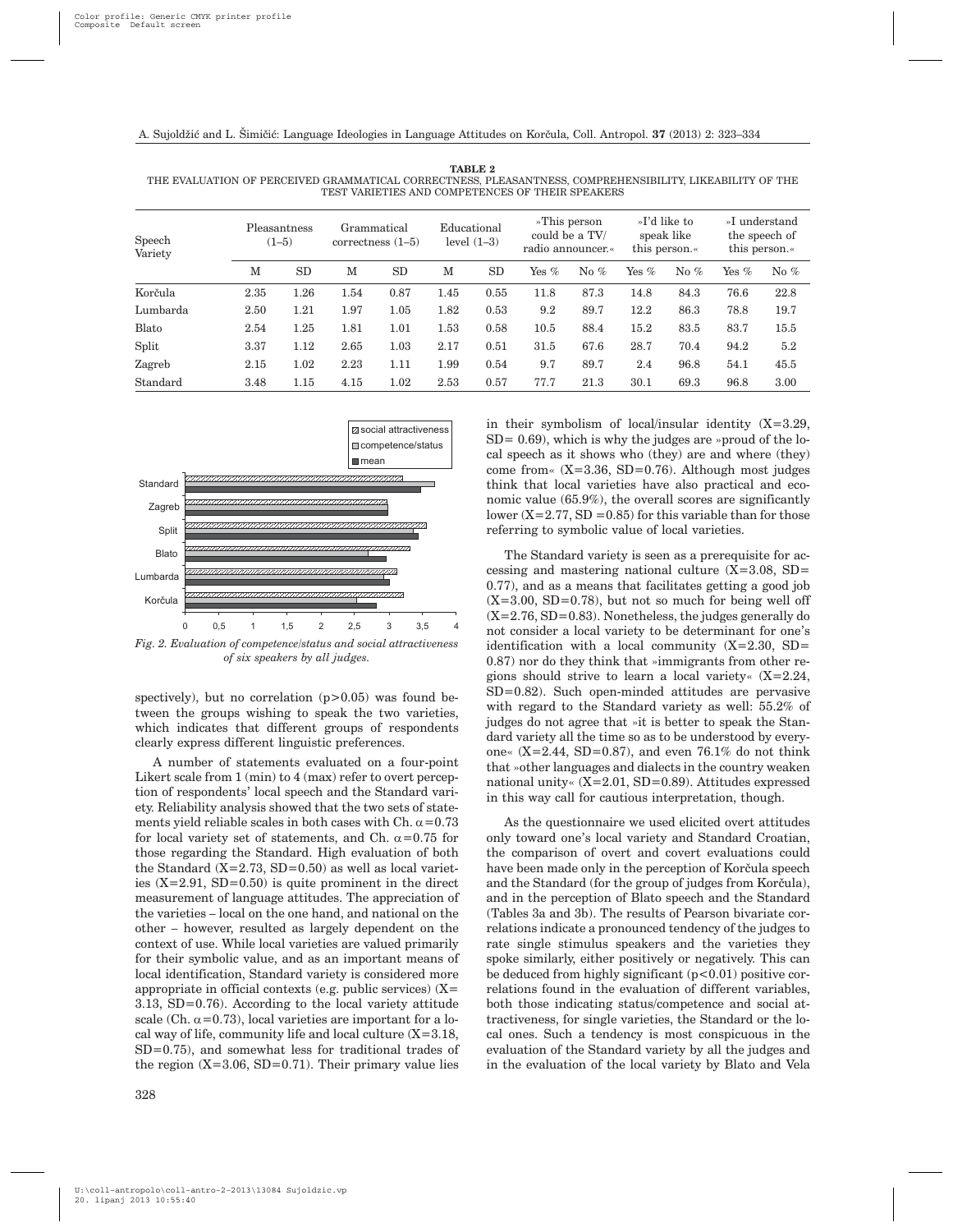**TABLE 2**
THE EVALUATION OF PERCEIVED GRAMMATICAL CORRECTNESS, PLEASANTNESS, COMPREHENSIBILITY, LIKEABILITY OF THE TEST VARIETIES AND COMPETENCES OF THEIR SPEAKERS

| Speech Variety | Pleasantness (1–5) | | Grammatical correctness (1–5) | | Educational level (1–3) | | »This person could be a TV/ radio announcer.« | | »I'd like to speak like this person.« | | »I understand the speech of this person.« | |
|---|---|---|---|---|---|---|---|---|---|---|---|---|
| | M | SD | M | SD | M | SD | Yes % | No % | Yes % | No % | Yes % | No % |
| Korčula | 2.35 | 1.26 | 1.54 | 0.87 | 1.45 | 0.55 | 11.8 | 87.3 | 14.8 | 84.3 | 76.6 | 22.8 |
| Lumbarda | 2.50 | 1.21 | 1.97 | 1.05 | 1.82 | 0.53 | 9.2 | 89.7 | 12.2 | 86.3 | 78.8 | 19.7 |
| Blato | 2.54 | 1.25 | 1.81 | 1.01 | 1.53 | 0.58 | 10.5 | 88.4 | 15.2 | 83.5 | 83.7 | 15.5 |
| Split | 3.37 | 1.12 | 2.65 | 1.03 | 2.17 | 0.51 | 31.5 | 67.6 | 28.7 | 70.4 | 94.2 | 5.2 |
| Zagreb | 2.15 | 1.02 | 2.23 | 1.11 | 1.99 | 0.54 | 9.7 | 89.7 | 2.4 | 96.8 | 54.1 | 45.5 |
| Standard | 3.48 | 1.15 | 4.15 | 1.02 | 2.53 | 0.57 | 77.7 | 21.3 | 30.1 | 69.3 | 96.8 | 3.00 |

*Fig. 2. Evaluation of competence/status and social attractiveness of six speakers by all judges.*

spectively), but no correlation ($p>0.05$) was found between the groups wishing to speak the two varieties, which indicates that different groups of respondents clearly express different linguistic preferences.

A number of statements evaluated on a four-point Likert scale from 1 (min) to 4 (max) refer to overt perception of respondents' local speech and the Standard variety. Reliability analysis showed that the two sets of statements yield reliable scales in both cases with Ch. $\alpha=0.73$ for local variety set of statements, and Ch. $\alpha=0.75$ for those regarding the Standard. High evaluation of both the Standard (X=2.73, SD=0.50) as well as local varieties (X=2.91, SD=0.50) is quite prominent in the direct measurement of language attitudes. The appreciation of the varieties – local on the one hand, and national on the other – however, resulted as largely dependent on the context of use. While local varieties are valued primarily for their symbolic value, and as an important means of local identification, Standard variety is considered more appropriate in official contexts (e.g. public services) (X= 3.13, SD=0.76). According to the local variety attitude scale (Ch. $\alpha=0.73$), local varieties are important for a local way of life, community life and local culture (X=3.18, SD=0.75), and somewhat less for traditional trades of the region (X=3.06, SD=0.71). Their primary value lies in their symbolism of local/insular identity (X=3.29, SD= 0.69), which is why the judges are »proud of the local speech as it shows who (they) are and where (they) come from« (X=3.36, SD=0.76). Although most judges think that local varieties have also practical and economic value (65.9%), the overall scores are significantly lower (X=2.77, SD =0.85) for this variable than for those referring to symbolic value of local varieties.

The Standard variety is seen as a prerequisite for accessing and mastering national culture (X=3.08, SD= 0.77), and as a means that facilitates getting a good job (X=3.00, SD=0.78), but not so much for being well off (X=2.76, SD=0.83). Nonetheless, the judges generally do not consider a local variety to be determinant for one's identification with a local community (X=2.30, SD= 0.87) nor do they think that »immigrants from other regions should strive to learn a local variety« (X=2.24, SD=0.82). Such open-minded attitudes are pervasive with regard to the Standard variety as well: 55.2% of judges do not agree that »it is better to speak the Standard variety all the time so as to be understood by everyone« (X=2.44, SD=0.87), and even 76.1% do not think that »other languages and dialects in the country weaken national unity« (X=2.01, SD=0.89). Attitudes expressed in this way call for cautious interpretation, though.

As the questionnaire we used elicited overt attitudes only toward one's local variety and Standard Croatian, the comparison of overt and covert evaluations could have been made only in the perception of Korčula speech and the Standard (for the group of judges from Korčula), and in the perception of Blato speech and the Standard (Tables 3a and 3b). The results of Pearson bivariate correlations indicate a pronounced tendency of the judges to rate single stimulus speakers and the varieties they spoke similarly, either positively or negatively. This can be deduced from highly significant ($p<0.01$) positive correlations found in the evaluation of different variables, both those indicating status/competence and social attractiveness, for single varieties, the Standard or the local ones. Such a tendency is most conspicuous in the evaluation of the Standard variety by all the judges and in the evaluation of the local variety by Blato and Vela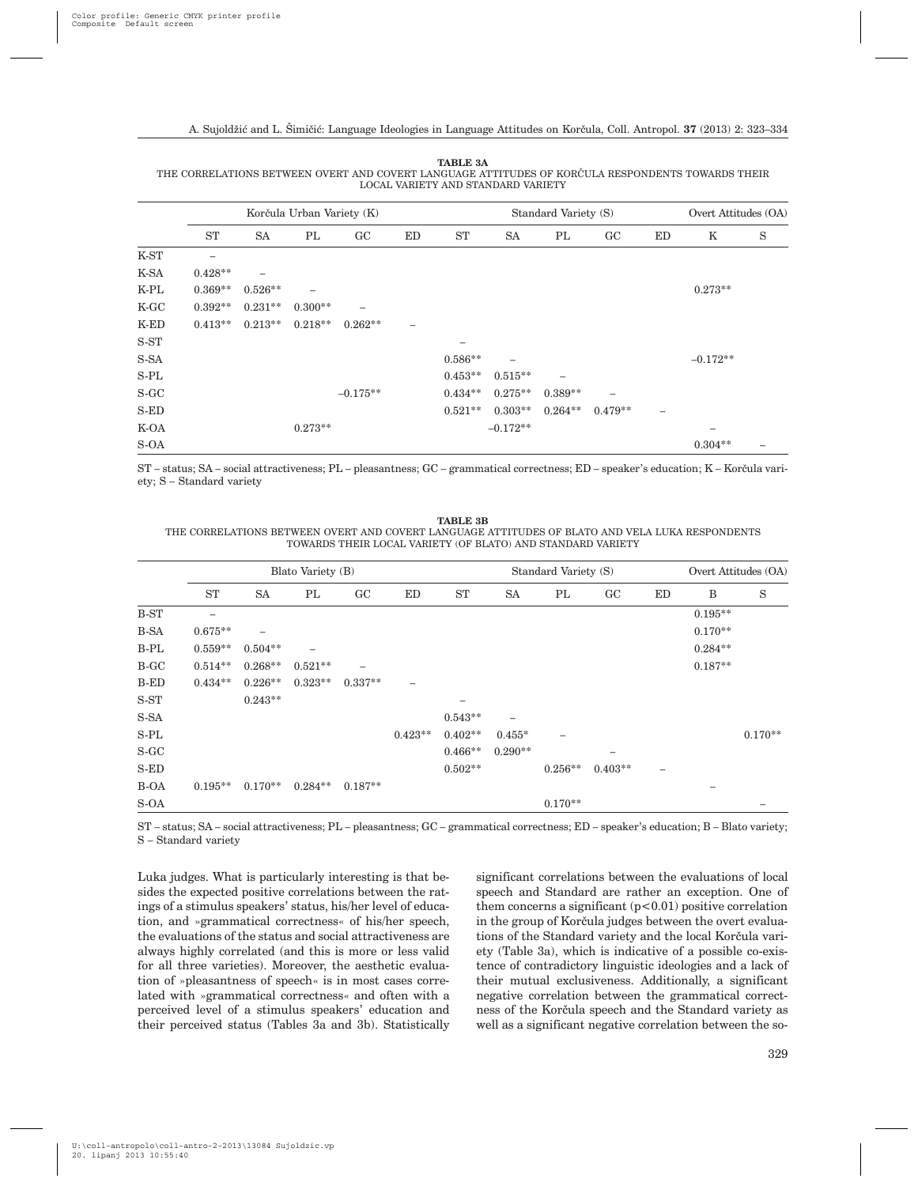**TABLE 3A**
THE CORRELATIONS BETWEEN OVERT AND COVERT LANGUAGE ATTITUDES OF KORČULA RESPONDENTS TOWARDS THEIR LOCAL VARIETY AND STANDARD VARIETY

| | Korčula Urban Variety (K) | | | | | Standard Variety (S) | | | | | Overt Attitudes (OA) | |
|---|---|---|---|---|---|---|---|---|---|---|---|---|
| | ST | SA | PL | GC | ED | ST | SA | PL | GC | ED | K | S |
| K-ST | – | | | | | | | | | | | |
| K-SA | 0.428** | – | | | | | | | | | | |
| K-PL | 0.369** | 0.526** | – | | | | | | | | 0.273** | |
| K-GC | 0.392** | 0.231** | 0.300** | – | | | | | | | | |
| K-ED | 0.413** | 0.213** | 0.218** | 0.262** | – | | | | | | | |
| S-ST | | | | | | – | | | | | | |
| S-SA | | | | | | 0.586** | – | | | | –0.172** | |
| S-PL | | | | | | 0.453** | 0.515** | – | | | | |
| S-GC | | | | –0.175** | | 0.434** | 0.275** | 0.389** | – | | | |
| S-ED | | | | | | 0.521** | 0.303** | 0.264** | 0.479** | – | | |
| K-OA | | | 0.273** | | | | –0.172** | | | | – | |
| S-OA | | | | | | | | | | | 0.304** | – |

ST – status; SA – social attractiveness; PL – pleasantness; GC – grammatical correctness; ED – speaker's education; K – Korčula variety; S – Standard variety

**TABLE 3B**
THE CORRELATIONS BETWEEN OVERT AND COVERT LANGUAGE ATTITUDES OF BLATO AND VELA LUKA RESPONDENTS TOWARDS THEIR LOCAL VARIETY (OF BLATO) AND STANDARD VARIETY

| | Blato Variety (B) | | | | | Standard Variety (S) | | | | | Overt Attitudes (OA) | |
|---|---|---|---|---|---|---|---|---|---|---|---|---|
| | ST | SA | PL | GC | ED | ST | SA | PL | GC | ED | B | S |
| B-ST | – | | | | | | | | | | 0.195** | |
| B-SA | 0.675** | – | | | | | | | | | 0.170** | |
| B-PL | 0.559** | 0.504** | – | | | | | | | | 0.284** | |
| B-GC | 0.514** | 0.268** | 0.521** | – | | | | | | | 0.187** | |
| B-ED | 0.434** | 0.226** | 0.323** | 0.337** | – | | | | | | | |
| S-ST | | 0.243** | | | | – | | | | | | |
| S-SA | | | | | | 0.543** | – | | | | | |
| S-PL | | | | | 0.423** | 0.402** | 0.455* | – | | | | 0.170** |
| S-GC | | | | | | 0.466** | 0.290** | | – | | | |
| S-ED | | | | | | 0.502** | | 0.256** | 0.403** | – | | |
| B-OA | 0.195** | 0.170** | 0.284** | 0.187** | | | | | | | – | |
| S-OA | | | | | | | | 0.170** | | | | – |

ST – status; SA – social attractiveness; PL – pleasantness; GC – grammatical correctness; ED – speaker's education; B – Blato variety; S – Standard variety

Luka judges. What is particularly interesting is that besides the expected positive correlations between the ratings of a stimulus speakers' status, his/her level of education, and »grammatical correctness« of his/her speech, the evaluations of the status and social attractiveness are always highly correlated (and this is more or less valid for all three varieties). Moreover, the aesthetic evaluation of »pleasantness of speech« is in most cases correlated with »grammatical correctness« and often with a perceived level of a stimulus speakers' education and their perceived status (Tables 3a and 3b). Statistically significant correlations between the evaluations of local speech and Standard are rather an exception. One of them concerns a significant ($p<0.01$) positive correlation in the group of Korčula judges between the overt evaluations of the Standard variety and the local Korčula variety (Table 3a), which is indicative of a possible co-existence of contradictory linguistic ideologies and a lack of their mutual exclusiveness. Additionally, a significant negative correlation between the grammatical correctness of the Korčula speech and the Standard variety as well as a significant negative correlation between the so-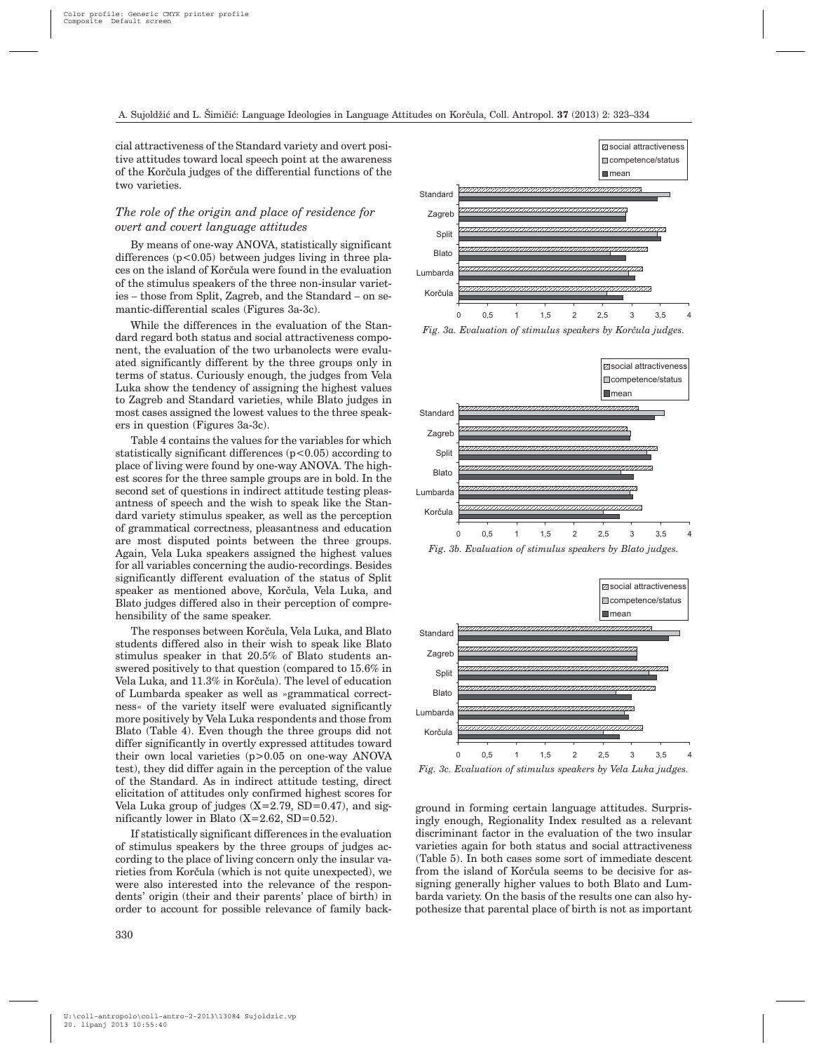cial attractiveness of the Standard variety and overt positive attitudes toward local speech point at the awareness of the Korčula judges of the differential functions of the two varieties.

### *The role of the origin and place of residence for overt and covert language attitudes*

By means of one-way ANOVA, statistically significant differences ($p<0.05$) between judges living in three places on the island of Korčula were found in the evaluation of the stimulus speakers of the three non-insular varieties – those from Split, Zagreb, and the Standard – on semantic-differential scales (Figures 3a-3c).

While the differences in the evaluation of the Standard regard both status and social attractiveness component, the evaluation of the two urbanolects were evaluated significantly different by the three groups only in terms of status. Curiously enough, the judges from Vela Luka show the tendency of assigning the highest values to Zagreb and Standard varieties, while Blato judges in most cases assigned the lowest values to the three speakers in question (Figures 3a-3c).

Table 4 contains the values for the variables for which statistically significant differences ($p<0.05$) according to place of living were found by one-way ANOVA. The highest scores for the three sample groups are in bold. In the second set of questions in indirect attitude testing pleasantness of speech and the wish to speak like the Standard variety stimulus speaker, as well as the perception of grammatical correctness, pleasantness and education are most disputed points between the three groups. Again, Vela Luka speakers assigned the highest values for all variables concerning the audio-recordings. Besides significantly different evaluation of the status of Split speaker as mentioned above, Korčula, Vela Luka, and Blato judges differed also in their perception of comprehensibility of the same speaker.

The responses between Korčula, Vela Luka, and Blato students differed also in their wish to speak like Blato stimulus speaker in that 20.5% of Blato students answered positively to that question (compared to 15.6% in Vela Luka, and 11.3% in Korčula). The level of education of Lumbarda speaker as well as »grammatical correctness« of the variety itself were evaluated significantly more positively by Vela Luka respondents and those from Blato (Table 4). Even though the three groups did not differ significantly in overtly expressed attitudes toward their own local varieties ($p>0.05$ on one-way ANOVA test), they did differ again in the perception of the value of the Standard. As in indirect attitude testing, direct elicitation of attitudes only confirmed highest scores for Vela Luka group of judges ($X=2.79$, $SD=0.47$), and significantly lower in Blato ($X=2.62$, $SD=0.52$).

If statistically significant differences in the evaluation of stimulus speakers by the three groups of judges according to the place of living concern only the insular varieties from Korčula (which is not quite unexpected), we were also interested into the relevance of the respondents' origin (their and their parents' place of birth) in order to account for possible relevance of family background in forming certain language attitudes. Surprisingly enough, Regionality Index resulted as a relevant discriminant factor in the evaluation of the two insular varieties again for both status and social attractiveness (Table 5). In both cases some sort of immediate descent from the island of Korčula seems to be decisive for assigning generally higher values to both Blato and Lumbarda variety. On the basis of the results one can also hypothesize that parental place of birth is not as important

*Fig. 3a. Evaluation of stimulus speakers by Korčula judges.*

*Fig. 3b. Evaluation of stimulus speakers by Blato judges.*

*Fig. 3c. Evaluation of stimulus speakers by Vela Luka judges.*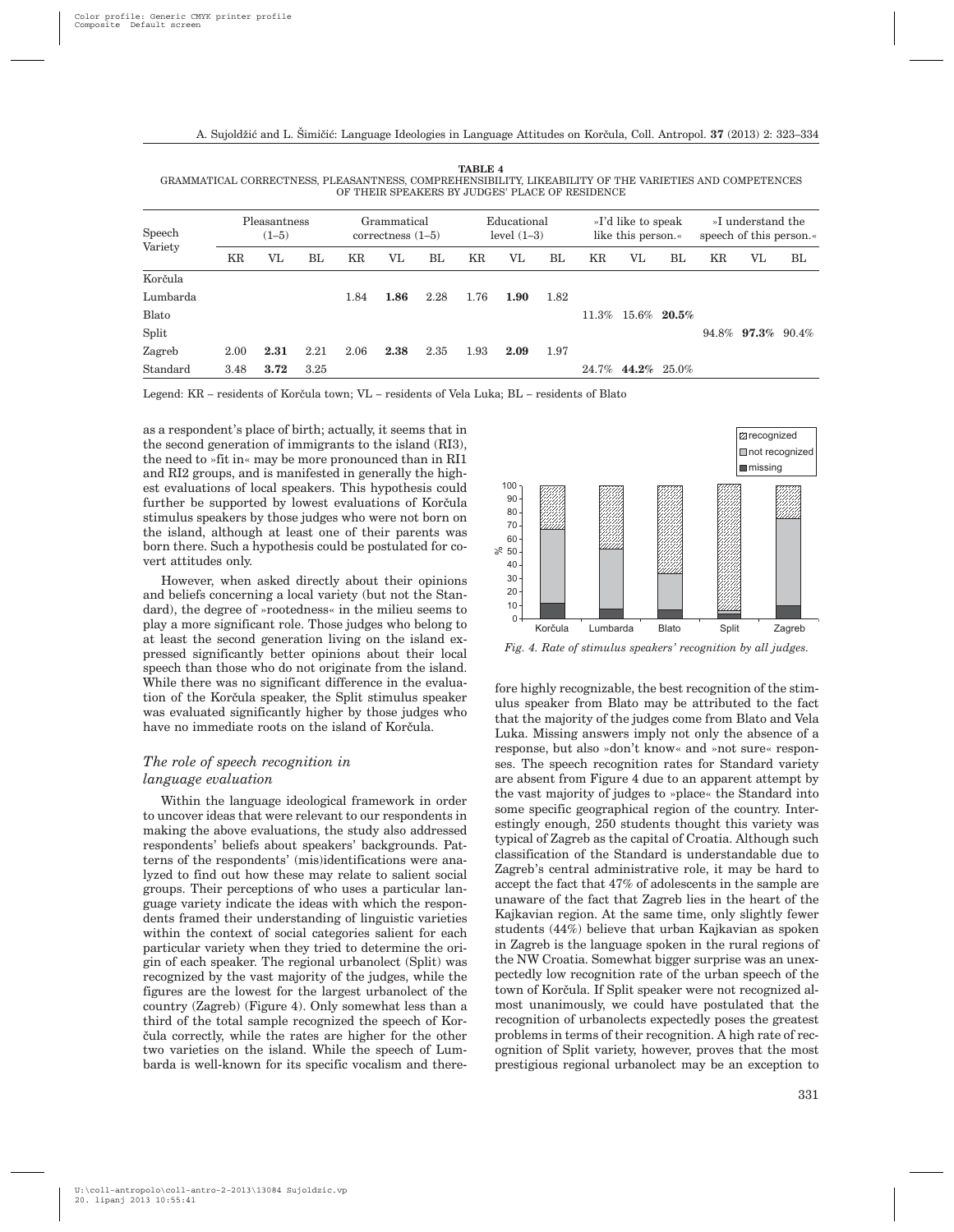**TABLE 4**
GRAMMATICAL CORRECTNESS, PLEASANTNESS, COMPREHENSIBILITY, LIKEABILITY OF THE VARIETIES AND COMPETENCES OF THEIR SPEAKERS BY JUDGES' PLACE OF RESIDENCE

| Speech Variety | Pleasantness (1–5) | | | Grammatical correctness (1–5) | | | Educational level (1–3) | | | »I'd like to speak like this person.« | | | »I understand the speech of this person.« | | |
|---|---|---|---|---|---|---|---|---|---|---|---|---|---|---|---|
| | KR | VL | BL | KR | VL | BL | KR | VL | BL | KR | VL | BL | KR | VL | BL |
| Korčula | | | | | | | | | | | | | | | |
| Lumbarda | | | | 1.84 | **1.86** | 2.28 | 1.76 | **1.90** | 1.82 | | | | | | |
| Blato | | | | | | | | | | 11.3% | 15.6% | **20.5%** | | | |
| Split | | | | | | | | | | | | | 94.8% | **97.3%** | 90.4% |
| Zagreb | 2.00 | **2.31** | 2.21 | 2.06 | **2.38** | 2.35 | 1.93 | **2.09** | 1.97 | | | | | | |
| Standard | 3.48 | **3.72** | 3.25 | | | | | | | 24.7% | **44.2%** | 25.0% | | | |

Legend: KR – residents of Korčula town; VL – residents of Vela Luka; BL – residents of Blato

as a respondent's place of birth; actually, it seems that in the second generation of immigrants to the island (RI3), the need to »fit in« may be more pronounced than in RI1 and RI2 groups, and is manifested in generally the highest evaluations of local speakers. This hypothesis could further be supported by lowest evaluations of Korčula stimulus speakers by those judges who were not born on the island, although at least one of their parents was born there. Such a hypothesis could be postulated for covert attitudes only.

However, when asked directly about their opinions and beliefs concerning a local variety (but not the Standard), the degree of »rootedness« in the milieu seems to play a more significant role. Those judges who belong to at least the second generation living on the island expressed significantly better opinions about their local speech than those who do not originate from the island. While there was no significant difference in the evaluation of the Korčula speaker, the Split stimulus speaker was evaluated significantly higher by those judges who have no immediate roots on the island of Korčula.

### *The role of speech recognition in language evaluation*

Within the language ideological framework in order to uncover ideas that were relevant to our respondents in making the above evaluations, the study also addressed respondents' beliefs about speakers' backgrounds. Patterns of the respondents' (mis)identifications were analyzed to find out how these may relate to salient social groups. Their perceptions of who uses a particular language variety indicate the ideas with which the respondents framed their understanding of linguistic varieties within the context of social categories salient for each particular variety when they tried to determine the origin of each speaker. The regional urbanolect (Split) was recognized by the vast majority of the judges, while the figures are the lowest for the largest urbanolect of the country (Zagreb) (Figure 4). Only somewhat less than a third of the total sample recognized the speech of Korčula correctly, while the rates are higher for the other two varieties on the island. While the speech of Lumbarda is well-known for its specific vocalism and therefore highly recognizable, the best recognition of the stimulus speaker from Blato may be attributed to the fact that the majority of the judges come from Blato and Vela Luka. Missing answers imply not only the absence of a response, but also »don't know« and »not sure« responses. The speech recognition rates for Standard variety are absent from Figure 4 due to an apparent attempt by the vast majority of judges to »place« the Standard into some specific geographical region of the country. Interestingly enough, 250 students thought this variety was typical of Zagreb as the capital of Croatia. Although such classification of the Standard is understandable due to Zagreb's central administrative role, it may be hard to accept the fact that 47% of adolescents in the sample are unaware of the fact that Zagreb lies in the heart of the Kajkavian region. At the same time, only slightly fewer students (44%) believe that urban Kajkavian as spoken in Zagreb is the language spoken in the rural regions of the NW Croatia. Somewhat bigger surprise was an unexpectedly low recognition rate of the urban speech of the town of Korčula. If Split speaker were not recognized almost unanimously, we could have postulated that the recognition of urbanolects expectedly poses the greatest problems in terms of their recognition. A high rate of recognition of Split variety, however, proves that the most prestigious regional urbanolect may be an exception to

*Fig. 4. Rate of stimulus speakers' recognition by all judges.*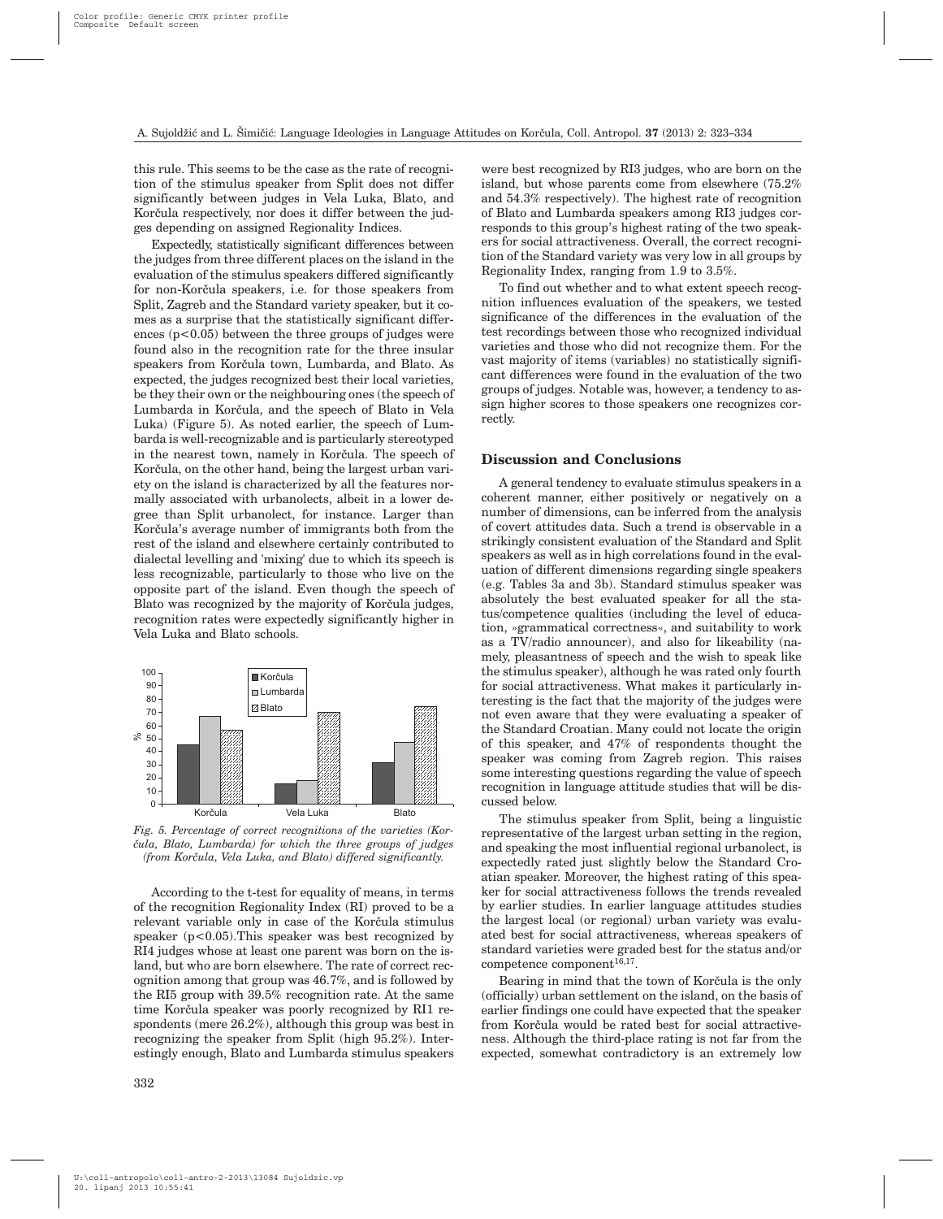this rule. This seems to be the case as the rate of recognition of the stimulus speaker from Split does not differ significantly between judges in Vela Luka, Blato, and Korčula respectively, nor does it differ between the judges depending on assigned Regionality Indices.

Expectedly, statistically significant differences between the judges from three different places on the island in the evaluation of the stimulus speakers differed significantly for non-Korčula speakers, i.e. for those speakers from Split, Zagreb and the Standard variety speaker, but it comes as a surprise that the statistically significant differences ($p<0.05$) between the three groups of judges were found also in the recognition rate for the three insular speakers from Korčula town, Lumbarda, and Blato. As expected, the judges recognized best their local varieties, be they their own or the neighbouring ones (the speech of Lumbarda in Korčula, and the speech of Blato in Vela Luka) (Figure 5). As noted earlier, the speech of Lumbarda is well-recognizable and is particularly stereotyped in the nearest town, namely in Korčula. The speech of Korčula, on the other hand, being the largest urban variety on the island is characterized by all the features normally associated with urbanolects, albeit in a lower degree than Split urbanolect, for instance. Larger than Korčula's average number of immigrants both from the rest of the island and elsewhere certainly contributed to dialectal levelling and 'mixing' due to which its speech is less recognizable, particularly to those who live on the opposite part of the island. Even though the speech of Blato was recognized by the majority of Korčula judges, recognition rates were expectedly significantly higher in Vela Luka and Blato schools.

*Fig. 5. Percentage of correct recognitions of the varieties (Korčula, Blato, Lumbarda) for which the three groups of judges (from Korčula, Vela Luka, and Blato) differed significantly.*

According to the t-test for equality of means, in terms of the recognition Regionality Index (RI) proved to be a relevant variable only in case of the Korčula stimulus speaker ($p<0.05$).This speaker was best recognized by RI4 judges whose at least one parent was born on the island, but who are born elsewhere. The rate of correct recognition among that group was 46.7%, and is followed by the RI5 group with 39.5% recognition rate. At the same time Korčula speaker was poorly recognized by RI1 respondents (mere 26.2%), although this group was best in recognizing the speaker from Split (high 95.2%). Interestingly enough, Blato and Lumbarda stimulus speakers were best recognized by RI3 judges, who are born on the island, but whose parents come from elsewhere (75.2% and 54.3% respectively). The highest rate of recognition of Blato and Lumbarda speakers among RI3 judges corresponds to this group's highest rating of the two speakers for social attractiveness. Overall, the correct recognition of the Standard variety was very low in all groups by Regionality Index, ranging from 1.9 to 3.5%.

To find out whether and to what extent speech recognition influences evaluation of the speakers, we tested significance of the differences in the evaluation of the test recordings between those who recognized individual varieties and those who did not recognize them. For the vast majority of items (variables) no statistically significant differences were found in the evaluation of the two groups of judges. Notable was, however, a tendency to assign higher scores to those speakers one recognizes correctly.

## Discussion and Conclusions

A general tendency to evaluate stimulus speakers in a coherent manner, either positively or negatively on a number of dimensions, can be inferred from the analysis of covert attitudes data. Such a trend is observable in a strikingly consistent evaluation of the Standard and Split speakers as well as in high correlations found in the evaluation of different dimensions regarding single speakers (e.g. Tables 3a and 3b). Standard stimulus speaker was absolutely the best evaluated speaker for all the status/competence qualities (including the level of education, »grammatical correctness«, and suitability to work as a TV/radio announcer), and also for likeability (namely, pleasantness of speech and the wish to speak like the stimulus speaker), although he was rated only fourth for social attractiveness. What makes it particularly interesting is the fact that the majority of the judges were not even aware that they were evaluating a speaker of the Standard Croatian. Many could not locate the origin of this speaker, and 47% of respondents thought the speaker was coming from Zagreb region. This raises some interesting questions regarding the value of speech recognition in language attitude studies that will be discussed below.

The stimulus speaker from Split, being a linguistic representative of the largest urban setting in the region, and speaking the most influential regional urbanolect, is expectedly rated just slightly below the Standard Croatian speaker. Moreover, the highest rating of this speaker for social attractiveness follows the trends revealed by earlier studies. In earlier language attitudes studies the largest local (or regional) urban variety was evaluated best for social attractiveness, whereas speakers of standard varieties were graded best for the status and/or competence component[16,17].

Bearing in mind that the town of Korčula is the only (officially) urban settlement on the island, on the basis of earlier findings one could have expected that the speaker from Korčula would be rated best for social attractiveness. Although the third-place rating is not far from the expected, somewhat contradictory is an extremely low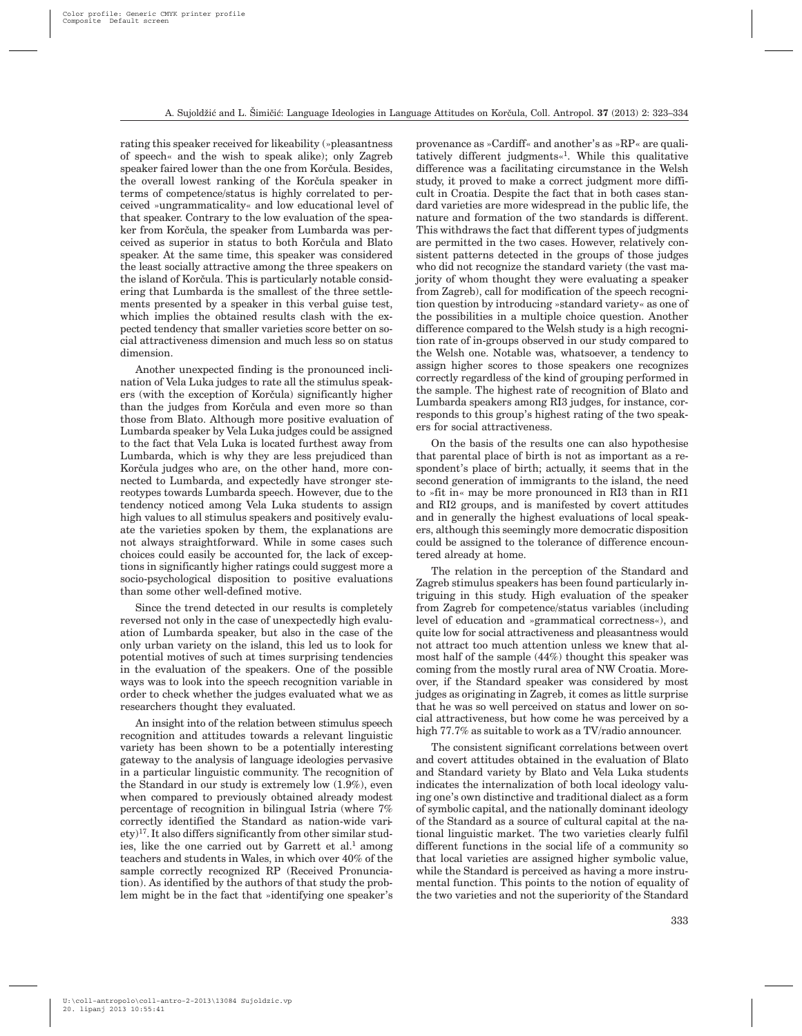rating this speaker received for likeability (»pleasantness of speech« and the wish to speak alike); only Zagreb speaker faired lower than the one from Korčula. Besides, the overall lowest ranking of the Korčula speaker in terms of competence/status is highly correlated to perceived »ungrammaticality« and low educational level of that speaker. Contrary to the low evaluation of the speaker from Korčula, the speaker from Lumbarda was perceived as superior in status to both Korčula and Blato speaker. At the same time, this speaker was considered the least socially attractive among the three speakers on the island of Korčula. This is particularly notable considering that Lumbarda is the smallest of the three settlements presented by a speaker in this verbal guise test, which implies the obtained results clash with the expected tendency that smaller varieties score better on social attractiveness dimension and much less so on status dimension.

Another unexpected finding is the pronounced inclination of Vela Luka judges to rate all the stimulus speakers (with the exception of Korčula) significantly higher than the judges from Korčula and even more so than those from Blato. Although more positive evaluation of Lumbarda speaker by Vela Luka judges could be assigned to the fact that Vela Luka is located furthest away from Lumbarda, which is why they are less prejudiced than Korčula judges who are, on the other hand, more connected to Lumbarda, and expectedly have stronger stereotypes towards Lumbarda speech. However, due to the tendency noticed among Vela Luka students to assign high values to all stimulus speakers and positively evaluate the varieties spoken by them, the explanations are not always straightforward. While in some cases such choices could easily be accounted for, the lack of exceptions in significantly higher ratings could suggest more a socio-psychological disposition to positive evaluations than some other well-defined motive.

Since the trend detected in our results is completely reversed not only in the case of unexpectedly high evaluation of Lumbarda speaker, but also in the case of the only urban variety on the island, this led us to look for potential motives of such at times surprising tendencies in the evaluation of the speakers. One of the possible ways was to look into the speech recognition variable in order to check whether the judges evaluated what we as researchers thought they evaluated.

An insight into of the relation between stimulus speech recognition and attitudes towards a relevant linguistic variety has been shown to be a potentially interesting gateway to the analysis of language ideologies pervasive in a particular linguistic community. The recognition of the Standard in our study is extremely low (1.9%), even when compared to previously obtained already modest percentage of recognition in bilingual Istria (where 7% correctly identified the Standard as nation-wide variety)[17]. It also differs significantly from other similar studies, like the one carried out by Garrett et al.[1] among teachers and students in Wales, in which over 40% of the sample correctly recognized RP (Received Pronunciation). As identified by the authors of that study the problem might be in the fact that »identifying one speaker's provenance as »Cardiff« and another's as »RP« are qualitatively different judgments«[1]. While this qualitative difference was a facilitating circumstance in the Welsh study, it proved to make a correct judgment more difficult in Croatia. Despite the fact that in both cases standard varieties are more widespread in the public life, the nature and formation of the two standards is different. This withdraws the fact that different types of judgments are permitted in the two cases. However, relatively consistent patterns detected in the groups of those judges who did not recognize the standard variety (the vast majority of whom thought they were evaluating a speaker from Zagreb), call for modification of the speech recognition question by introducing »standard variety« as one of the possibilities in a multiple choice question. Another difference compared to the Welsh study is a high recognition rate of in-groups observed in our study compared to the Welsh one. Notable was, whatsoever, a tendency to assign higher scores to those speakers one recognizes correctly regardless of the kind of grouping performed in the sample. The highest rate of recognition of Blato and Lumbarda speakers among RI3 judges, for instance, corresponds to this group's highest rating of the two speakers for social attractiveness.

On the basis of the results one can also hypothesise that parental place of birth is not as important as a respondent's place of birth; actually, it seems that in the second generation of immigrants to the island, the need to »fit in« may be more pronounced in RI3 than in RI1 and RI2 groups, and is manifested by covert attitudes and in generally the highest evaluations of local speakers, although this seemingly more democratic disposition could be assigned to the tolerance of difference encountered already at home.

The relation in the perception of the Standard and Zagreb stimulus speakers has been found particularly intriguing in this study. High evaluation of the speaker from Zagreb for competence/status variables (including level of education and »grammatical correctness«), and quite low for social attractiveness and pleasantness would not attract too much attention unless we knew that almost half of the sample (44%) thought this speaker was coming from the mostly rural area of NW Croatia. Moreover, if the Standard speaker was considered by most judges as originating in Zagreb, it comes as little surprise that he was so well perceived on status and lower on social attractiveness, but how come he was perceived by a high 77.7% as suitable to work as a TV/radio announcer.

The consistent significant correlations between overt and covert attitudes obtained in the evaluation of Blato and Standard variety by Blato and Vela Luka students indicates the internalization of both local ideology valuing one's own distinctive and traditional dialect as a form of symbolic capital, and the nationally dominant ideology of the Standard as a source of cultural capital at the national linguistic market. The two varieties clearly fulfil different functions in the social life of a community so that local varieties are assigned higher symbolic value, while the Standard is perceived as having a more instrumental function. This points to the notion of equality of the two varieties and not the superiority of the Standard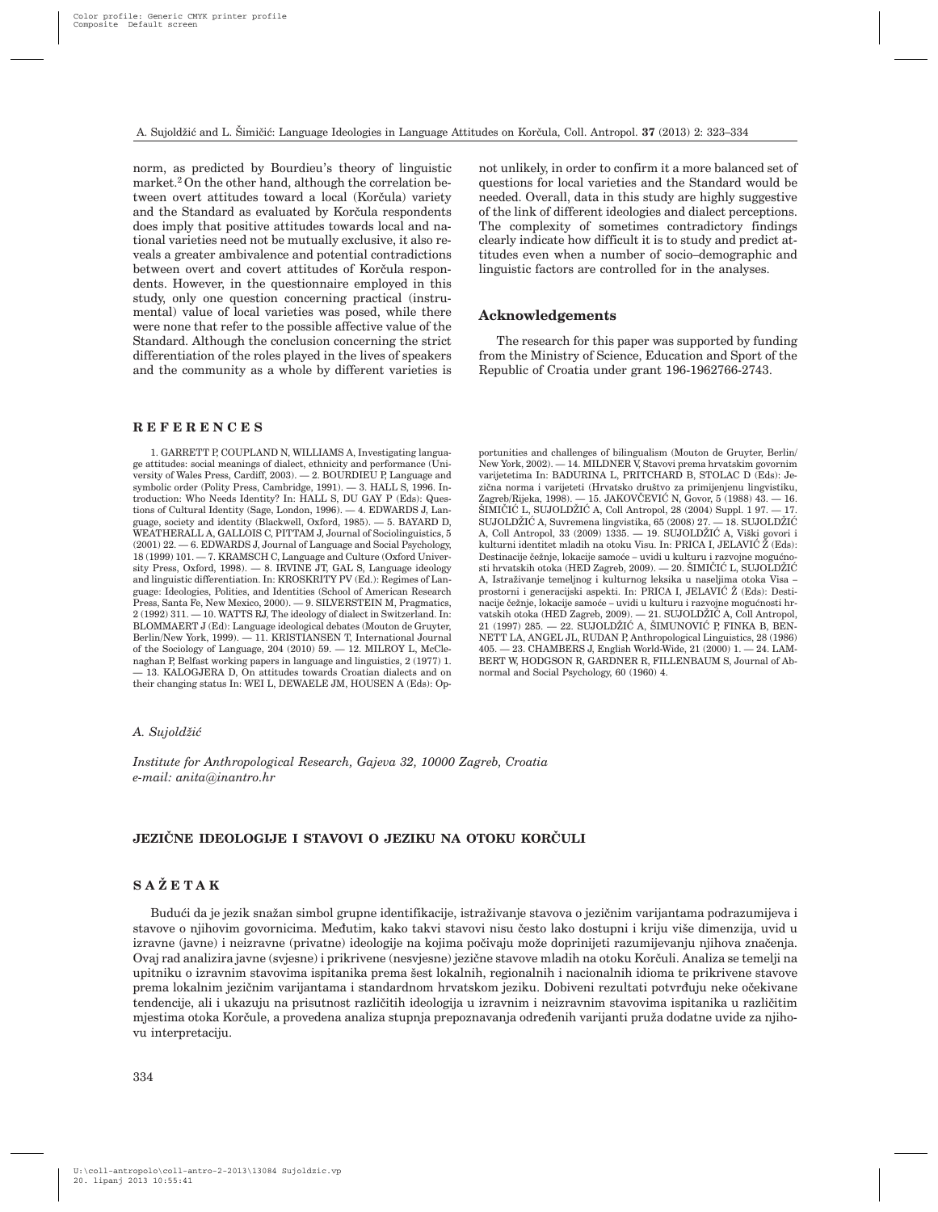norm, as predicted by Bourdieu's theory of linguistic market.[2] On the other hand, although the correlation between overt attitudes toward a local (Korčula) variety and the Standard as evaluated by Korčula respondents does imply that positive attitudes towards local and national varieties need not be mutually exclusive, it also reveals a greater ambivalence and potential contradictions between overt and covert attitudes of Korčula respondents. However, in the questionnaire employed in this study, only one question concerning practical (instrumental) value of local varieties was posed, while there were none that refer to the possible affective value of the Standard. Although the conclusion concerning the strict differentiation of the roles played in the lives of speakers and the community as a whole by different varieties is not unlikely, in order to confirm it a more balanced set of questions for local varieties and the Standard would be needed. Overall, data in this study are highly suggestive of the link of different ideologies and dialect perceptions. The complexity of sometimes contradictory findings clearly indicate how difficult it is to study and predict attitudes even when a number of socio–demographic and linguistic factors are controlled for in the analyses.

## Acknowledgements

The research for this paper was supported by funding from the Ministry of Science, Education and Sport of the Republic of Croatia under grant 196-1962766-2743.

## REFERENCES

1. GARRETT P, COUPLAND N, WILLIAMS A, Investigating language attitudes: social meanings of dialect, ethnicity and performance (University of Wales Press, Cardiff, 2003). — 2. BOURDIEU P, Language and symbolic order (Polity Press, Cambridge, 1991). — 3. HALL S, 1996. Introduction: Who Needs Identity? In: HALL S, DU GAY P (Eds): Questions of Cultural Identity (Sage, London, 1996). — 4. EDWARDS J, Language, society and identity (Blackwell, Oxford, 1985). — 5. BAYARD D, WEATHERALL A, GALLOIS C, PITTAM J, Journal of Sociolinguistics, 5 (2001) 22. — 6. EDWARDS J, Journal of Language and Social Psychology, 18 (1999) 101. — 7. KRAMSCH C, Language and Culture (Oxford University Press, Oxford, 1998). — 8. IRVINE JT, GAL S, Language ideology and linguistic differentiation. In: KROSKRITY PV (Ed.): Regimes of Language: Ideologies, Polities, and Identities (School of American Research Press, Santa Fe, New Mexico, 2000). — 9. SILVERSTEIN M, Pragmatics, 2 (1992) 311. — 10. WATTS RJ, The ideology of dialect in Switzerland. In: BLOMMAERT J (Ed): Language ideological debates (Mouton de Gruyter, Berlin/New York, 1999). — 11. KRISTIANSEN T, International Journal of the Sociology of Language, 204 (2010) 59. — 12. MILROY L, McClenaghan P, Belfast working papers in language and linguistics, 2 (1977) 1. — 13. KALOGJERA D, On attitudes towards Croatian dialects and on their changing status In: WEI L, DEWAELE JM, HOUSEN A (Eds): Opportunities and challenges of bilingualism (Mouton de Gruyter, Berlin/New York, 2002). — 14. MILDNER V, Stavovi prema hrvatskim govornim varijetetima In: BADURINA L, PRITCHARD B, STOLAC D (Eds): Jezična norma i varijeteti (Hrvatsko društvo za primijenjenu lingvistiku, Zagreb/Rijeka, 1998). — 15. JAKOVČEVIĆ N, Govor, 5 (1988) 43. — 16. ŠIMIČIĆ L, SUJOLDŽIĆ A, Coll Antropol, 28 (2004) Suppl. 1 97. — 17. SUJOLDŽIĆ A, Suvremena lingvistika, 65 (2008) 27. — 18. SUJOLDŽIĆ A, Coll Antropol, 33 (2009) 1335. — 19. SUJOLDŽIĆ A, Viški govori i kulturni identitet mladih na otoku Visu. In: PRICA I, JELAVIĆ Ž (Eds): Destinacije čežnje, lokacije samoće – uvidi u kulturu i razvojne mogućnosti hrvatskih otoka (HED Zagreb, 2009). — 20. ŠIMIČIĆ L, SUJOLDŽIĆ A, Istraživanje temeljnog i kulturnog leksika u naseljima otoka Visa – prostorni i generacijski aspekti. In: PRICA I, JELAVIĆ Ž (Eds): Destinacije čežnje, lokacije samoće – uvidi u kulturu i razvojne mogućnosti hrvatskih otoka (HED Zagreb, 2009). — 21. SUJOLDŽIĆ A, Coll Antropol, 21 (1997) 285. — 22. SUJOLDŽIĆ A, ŠIMUNOVIĆ P, FINKA B, BENNETT LA, ANGEL JL, RUDAN P, Anthropological Linguistics, 28 (1986) 405. — 23. CHAMBERS J, English World-Wide, 21 (2000) 1. — 24. LAMBERT W, HODGSON R, GARDNER R, FILLENBAUM S, Journal of Abnormal and Social Psychology, 60 (1960) 4.

*A. Sujoldžić*

*Institute for Anthropological Research, Gajeva 32, 10000 Zagreb, Croatia*
*e-mail: anita@inantro.hr*

## JEZIČNE IDEOLOGIJE I STAVOVI O JEZIKU NA OTOKU KORČULI

## SAŽETAK

Budući da je jezik snažan simbol grupne identifikacije, istraživanje stavova o jezičnim varijantama podrazumijeva i stavove o njihovim govornicima. Međutim, kako takvi stavovi nisu često lako dostupni i kriju više dimenzija, uvid u izravne (javne) i neizravne (privatne) ideologije na kojima počivaju može doprinijeti razumijevanju njihova značenja. Ovaj rad analizira javne (svjesne) i prikrivene (nesvjesne) jezične stavove mladih na otoku Korčuli. Analiza se temelji na upitniku o izravnim stavovima ispitanika prema šest lokalnih, regionalnih i nacionalnih idioma te prikrivene stavove prema lokalnim jezičnim varijantama i standardnom hrvatskom jeziku. Dobiveni rezultati potvrđuju neke očekivane tendencije, ali i ukazuju na prisutnost različitih ideologija u izravnim i neizravnim stavovima ispitanika u različitim mjestima otoka Korčule, a provedena analiza stupnja prepoznavanja određenih varijanti pruža dodatne uvide za njihovu interpretaciju.